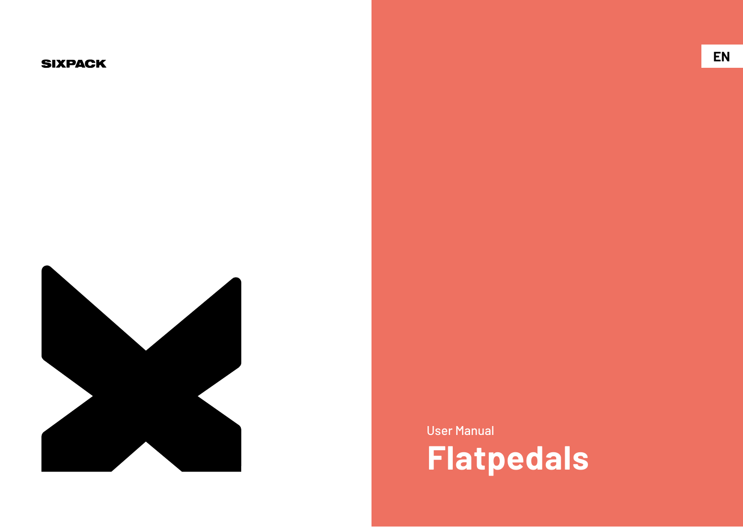SIXPACK

EN

User Manual

# Flatpedals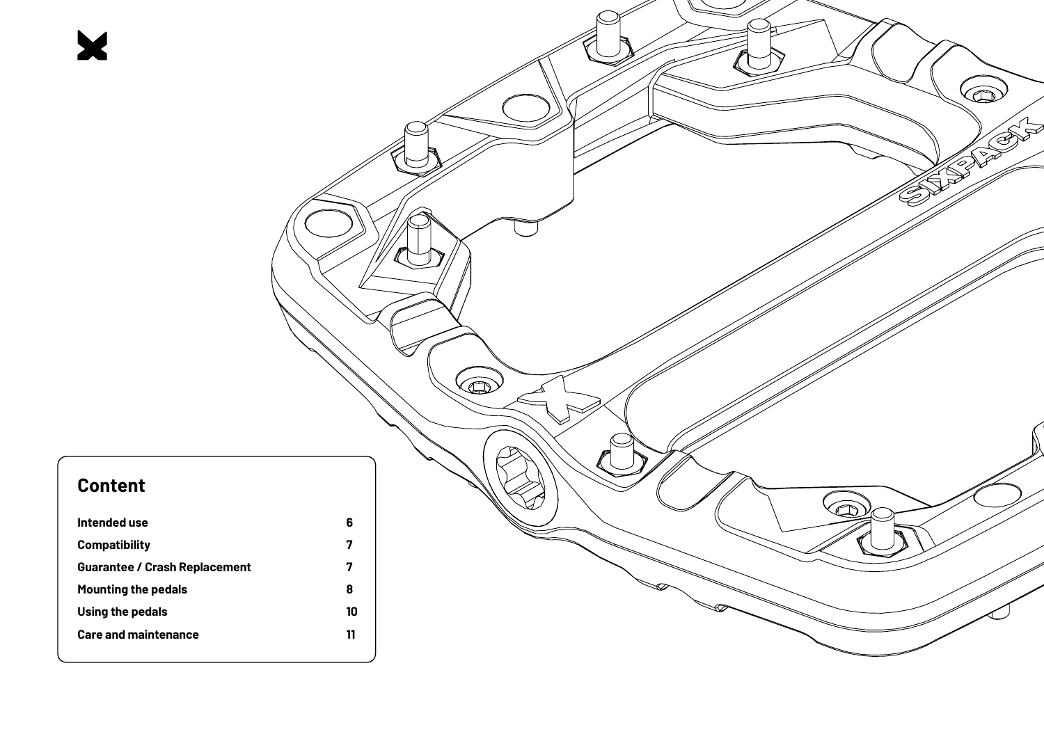## Content

| | |
|---|---|
| **Intended use** | **6** |
| **Compatibility** | **7** |
| **Guarantee / Crash Replacement** | **7** |
| **Mounting the pedals** | **8** |
| **Using the pedals** | **10** |
| **Care and maintenance** | **11** |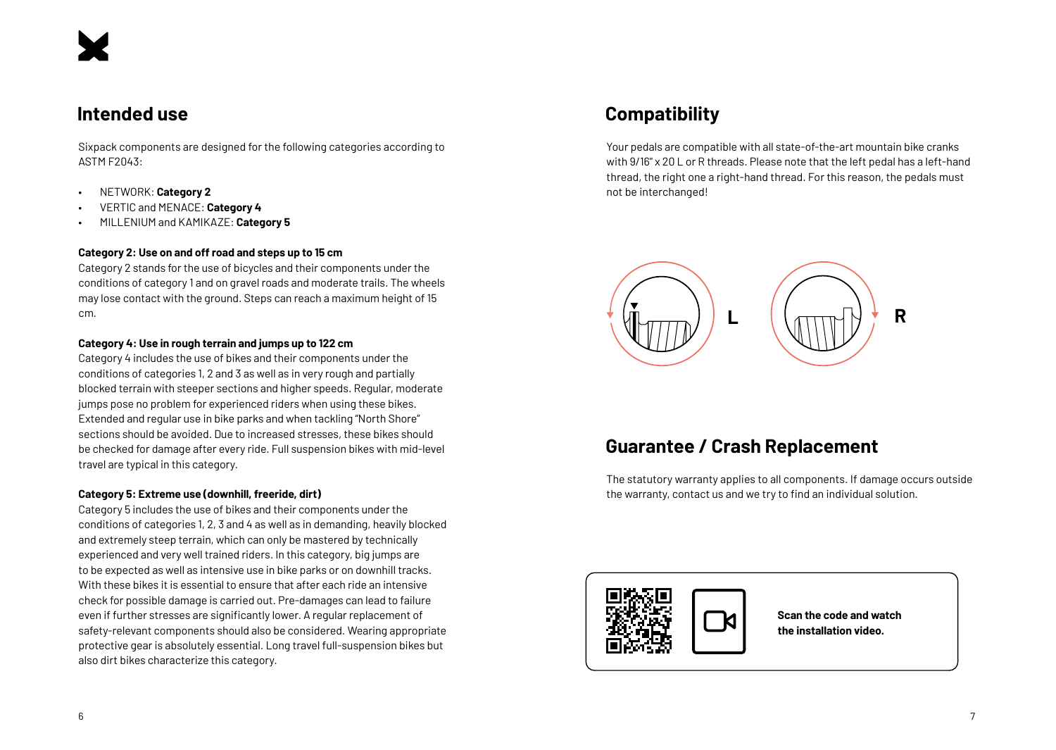## Intended use

Sixpack components are designed for the following categories according to ASTM F2043:

- NETWORK: **Category 2**
- VERTIC and MENACE: **Category 4**
- MILLENIUM and KAMIKAZE: **Category 5**

**Category 2: Use on and off road and steps up to 15 cm**

Category 2 stands for the use of bicycles and their components under the conditions of category 1 and on gravel roads and moderate trails. The wheels may lose contact with the ground. Steps can reach a maximum height of 15 cm.

**Category 4: Use in rough terrain and jumps up to 122 cm**

Category 4 includes the use of bikes and their components under the conditions of categories 1, 2 and 3 as well as in very rough and partially blocked terrain with steeper sections and higher speeds. Regular, moderate jumps pose no problem for experienced riders when using these bikes. Extended and regular use in bike parks and when tackling "North Shore" sections should be avoided. Due to increased stresses, these bikes should be checked for damage after every ride. Full suspension bikes with mid-level travel are typical in this category.

**Category 5: Extreme use (downhill, freeride, dirt)**

Category 5 includes the use of bikes and their components under the conditions of categories 1, 2, 3 and 4 as well as in demanding, heavily blocked and extremely steep terrain, which can only be mastered by technically experienced and very well trained riders. In this category, big jumps are to be expected as well as intensive use in bike parks or on downhill tracks. With these bikes it is essential to ensure that after each ride an intensive check for possible damage is carried out. Pre-damages can lead to failure even if further stresses are significantly lower. A regular replacement of safety-relevant components should also be considered. Wearing appropriate protective gear is absolutely essential. Long travel full-suspension bikes but also dirt bikes characterize this category.

## Compatibility

Your pedals are compatible with all state-of-the-art mountain bike cranks with 9/16" x 20 L or R threads. Please note that the left pedal has a left-hand thread, the right one a right-hand thread. For this reason, the pedals must not be interchanged!

L R

## Guarantee / Crash Replacement

The statutory warranty applies to all components. If damage occurs outside the warranty, contact us and we try to find an individual solution.

**Scan the code and watch the installation video.**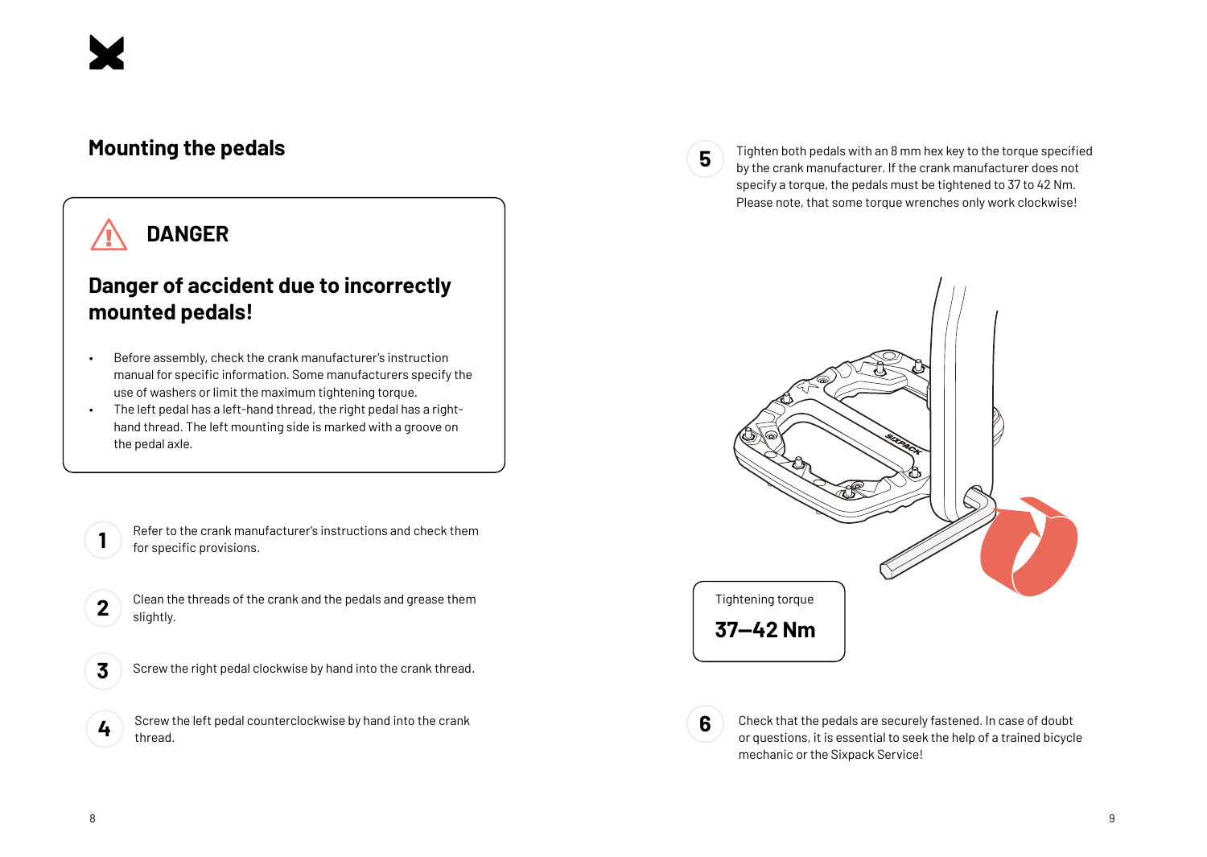## Mounting the pedals

> ⚠ **DANGER**
>
> ### Danger of accident due to incorrectly mounted pedals!
>
> - Before assembly, check the crank manufacturer's instruction manual for specific information. Some manufacturers specify the use of washers or limit the maximum tightening torque.
> - The left pedal has a left-hand thread, the right pedal has a right-hand thread. The left mounting side is marked with a groove on the pedal axle.

1. Refer to the crank manufacturer's instructions and check them for specific provisions.
2. Clean the threads of the crank and the pedals and grease them slightly.
3. Screw the right pedal clockwise by hand into the crank thread.
4. Screw the left pedal counterclockwise by hand into the crank thread.
5. Tighten both pedals with an 8 mm hex key to the torque specified by the crank manufacturer. If the crank manufacturer does not specify a torque, the pedals must be tightened to 37 to 42 Nm. Please note, that some torque wrenches only work clockwise!

   Tightening torque

   **37–42 Nm**

6. Check that the pedals are securely fastened. In case of doubt or questions, it is essential to seek the help of a trained bicycle mechanic or the Sixpack Service!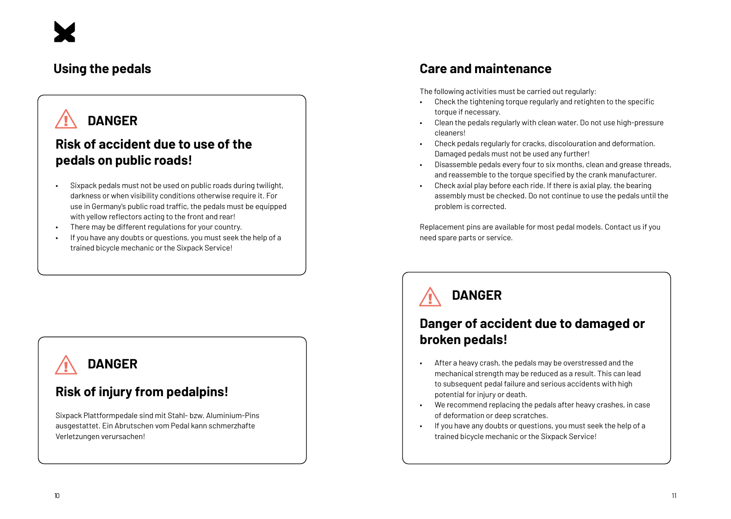## Using the pedals

### DANGER

#### Risk of accident due to use of the pedals on public roads!

- Sixpack pedals must not be used on public roads during twilight, darkness or when visibility conditions otherwise require it. For use in Germany's public road traffic, the pedals must be equipped with yellow reflectors acting to the front and rear!
- There may be different regulations for your country.
- If you have any doubts or questions, you must seek the help of a trained bicycle mechanic or the Sixpack Service!

### DANGER

#### Risk of injury from pedalpins!

Sixpack Plattformpedale sind mit Stahl- bzw. Aluminium-Pins ausgestattet. Ein Abrutschen vom Pedal kann schmerzhafte Verletzungen verursachen!

## Care and maintenance

The following activities must be carried out regularly:

- Check the tightening torque regularly and retighten to the specific torque if necessary.
- Clean the pedals regularly with clean water. Do not use high-pressure cleaners!
- Check pedals regularly for cracks, discolouration and deformation. Damaged pedals must not be used any further!
- Disassemble pedals every four to six months, clean and grease threads, and reassemble to the torque specified by the crank manufacturer.
- Check axial play before each ride. If there is axial play, the bearing assembly must be checked. Do not continue to use the pedals until the problem is corrected.

Replacement pins are available for most pedal models. Contact us if you need spare parts or service.

### DANGER

#### Danger of accident due to damaged or broken pedals!

- After a heavy crash, the pedals may be overstressed and the mechanical strength may be reduced as a result. This can lead to subsequent pedal failure and serious accidents with high potential for injury or death.
- We recommend replacing the pedals after heavy crashes, in case of deformation or deep scratches.
- If you have any doubts or questions, you must seek the help of a trained bicycle mechanic or the Sixpack Service!